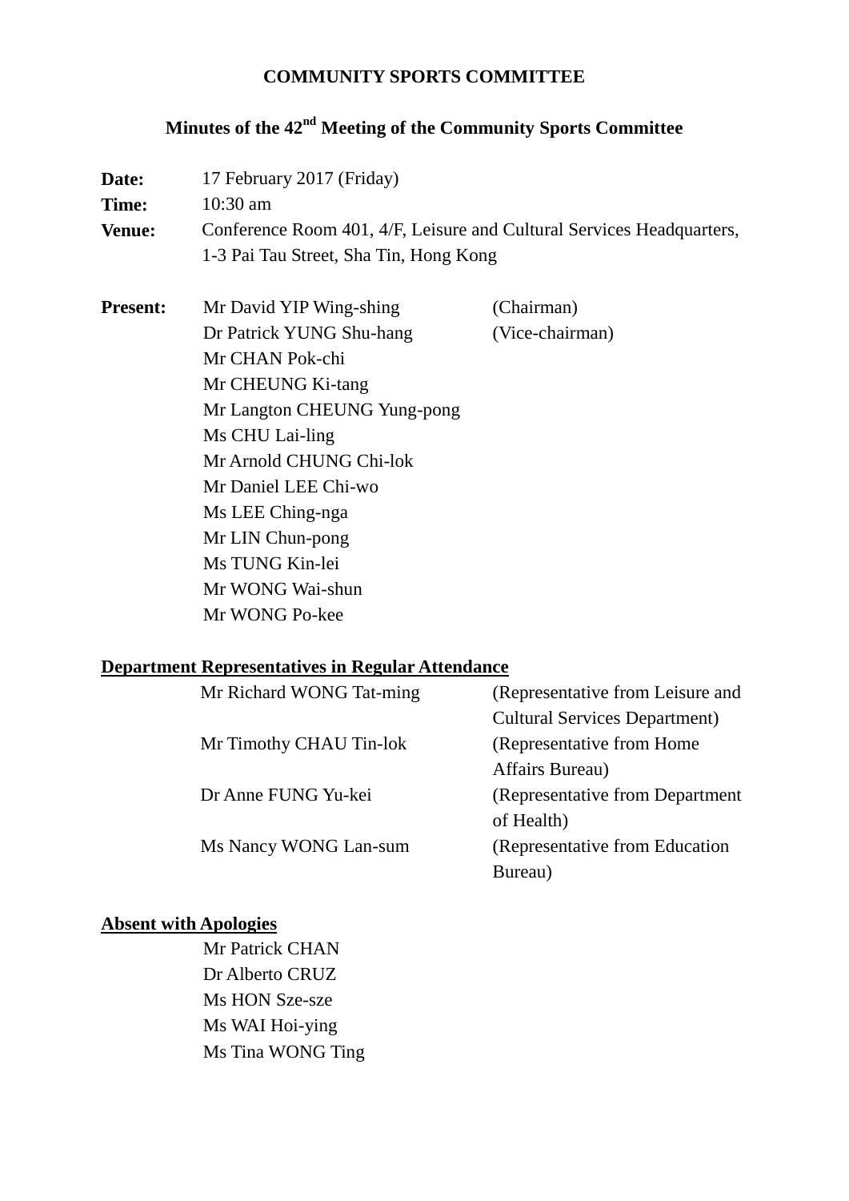# COMMUNITY SPORTS COMMITTEE

## Minutes of the 42nd Meeting of the Community Sports Committee

**Date:** 17 February 2017 (Friday)

**Time:** 10:30 am

**Venue:** Conference Room 401, 4/F, Leisure and Cultural Services Headquarters, 1-3 Pai Tau Street, Sha Tin, Hong Kong

**Present:**

| | |
|---|---|
| Mr David YIP Wing-shing | (Chairman) |
| Dr Patrick YUNG Shu-hang | (Vice-chairman) |
| Mr CHAN Pok-chi | |
| Mr CHEUNG Ki-tang | |
| Mr Langton CHEUNG Yung-pong | |
| Ms CHU Lai-ling | |
| Mr Arnold CHUNG Chi-lok | |
| Mr Daniel LEE Chi-wo | |
| Ms LEE Ching-nga | |
| Mr LIN Chun-pong | |
| Ms TUNG Kin-lei | |
| Mr WONG Wai-shun | |
| Mr WONG Po-kee | |

**<u>Department Representatives in Regular Attendance</u>**

| | |
|---|---|
| Mr Richard WONG Tat-ming | (Representative from Leisure and Cultural Services Department) |
| Mr Timothy CHAU Tin-lok | (Representative from Home Affairs Bureau) |
| Dr Anne FUNG Yu-kei | (Representative from Department of Health) |
| Ms Nancy WONG Lan-sum | (Representative from Education Bureau) |

**<u>Absent with Apologies</u>**

Mr Patrick CHAN
Dr Alberto CRUZ
Ms HON Sze-sze
Ms WAI Hoi-ying
Ms Tina WONG Ting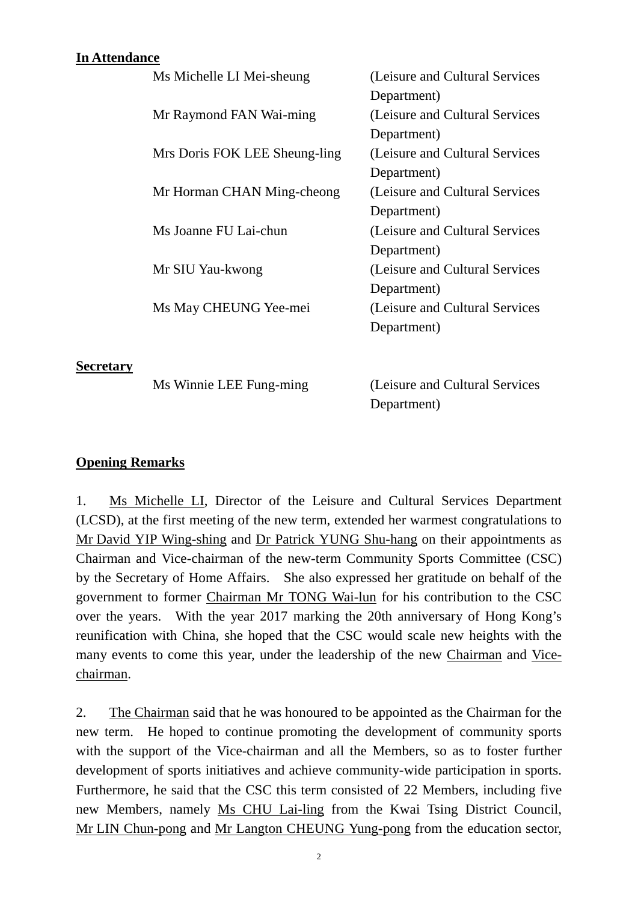**In Attendance**

| | |
|---|---|
| Ms Michelle LI Mei-sheung | (Leisure and Cultural Services Department) |
| Mr Raymond FAN Wai-ming | (Leisure and Cultural Services Department) |
| Mrs Doris FOK LEE Sheung-ling | (Leisure and Cultural Services Department) |
| Mr Horman CHAN Ming-cheong | (Leisure and Cultural Services Department) |
| Ms Joanne FU Lai-chun | (Leisure and Cultural Services Department) |
| Mr SIU Yau-kwong | (Leisure and Cultural Services Department) |
| Ms May CHEUNG Yee-mei | (Leisure and Cultural Services Department) |

**Secretary**

| | |
|---|---|
| Ms Winnie LEE Fung-ming | (Leisure and Cultural Services Department) |

**Opening Remarks**

1. Ms Michelle LI, Director of the Leisure and Cultural Services Department (LCSD), at the first meeting of the new term, extended her warmest congratulations to Mr David YIP Wing-shing and Dr Patrick YUNG Shu-hang on their appointments as Chairman and Vice-chairman of the new-term Community Sports Committee (CSC) by the Secretary of Home Affairs. She also expressed her gratitude on behalf of the government to former Chairman Mr TONG Wai-lun for his contribution to the CSC over the years. With the year 2017 marking the 20th anniversary of Hong Kong's reunification with China, she hoped that the CSC would scale new heights with the many events to come this year, under the leadership of the new Chairman and Vice-chairman.

2. The Chairman said that he was honoured to be appointed as the Chairman for the new term. He hoped to continue promoting the development of community sports with the support of the Vice-chairman and all the Members, so as to foster further development of sports initiatives and achieve community-wide participation in sports. Furthermore, he said that the CSC this term consisted of 22 Members, including five new Members, namely Ms CHU Lai-ling from the Kwai Tsing District Council, Mr LIN Chun-pong and Mr Langton CHEUNG Yung-pong from the education sector,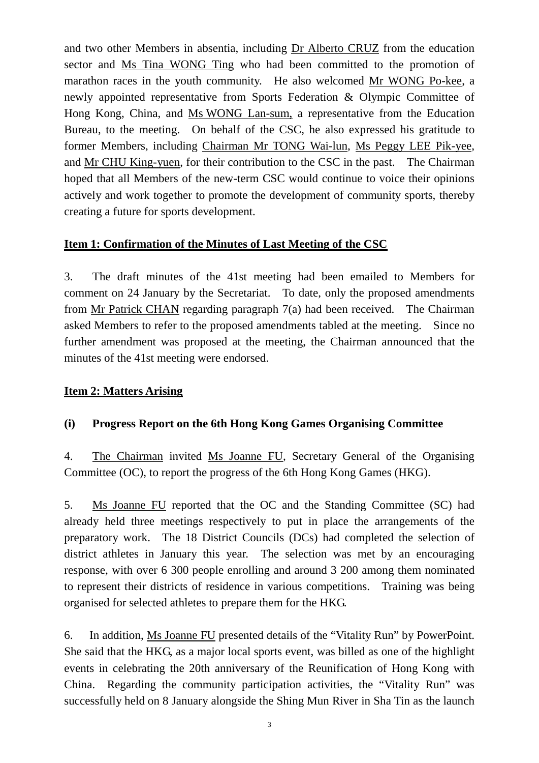and two other Members in absentia, including Dr Alberto CRUZ from the education sector and Ms Tina WONG Ting who had been committed to the promotion of marathon races in the youth community. He also welcomed Mr WONG Po-kee, a newly appointed representative from Sports Federation & Olympic Committee of Hong Kong, China, and Ms WONG Lan-sum, a representative from the Education Bureau, to the meeting. On behalf of the CSC, he also expressed his gratitude to former Members, including Chairman Mr TONG Wai-lun, Ms Peggy LEE Pik-yee, and Mr CHU King-yuen, for their contribution to the CSC in the past. The Chairman hoped that all Members of the new-term CSC would continue to voice their opinions actively and work together to promote the development of community sports, thereby creating a future for sports development.

**Item 1: Confirmation of the Minutes of Last Meeting of the CSC**

3. The draft minutes of the 41st meeting had been emailed to Members for comment on 24 January by the Secretariat. To date, only the proposed amendments from Mr Patrick CHAN regarding paragraph 7(a) had been received. The Chairman asked Members to refer to the proposed amendments tabled at the meeting. Since no further amendment was proposed at the meeting, the Chairman announced that the minutes of the 41st meeting were endorsed.

**Item 2: Matters Arising**

**(i) Progress Report on the 6th Hong Kong Games Organising Committee**

4. The Chairman invited Ms Joanne FU, Secretary General of the Organising Committee (OC), to report the progress of the 6th Hong Kong Games (HKG).

5. Ms Joanne FU reported that the OC and the Standing Committee (SC) had already held three meetings respectively to put in place the arrangements of the preparatory work. The 18 District Councils (DCs) had completed the selection of district athletes in January this year. The selection was met by an encouraging response, with over 6 300 people enrolling and around 3 200 among them nominated to represent their districts of residence in various competitions. Training was being organised for selected athletes to prepare them for the HKG.

6. In addition, Ms Joanne FU presented details of the "Vitality Run" by PowerPoint. She said that the HKG, as a major local sports event, was billed as one of the highlight events in celebrating the 20th anniversary of the Reunification of Hong Kong with China. Regarding the community participation activities, the "Vitality Run" was successfully held on 8 January alongside the Shing Mun River in Sha Tin as the launch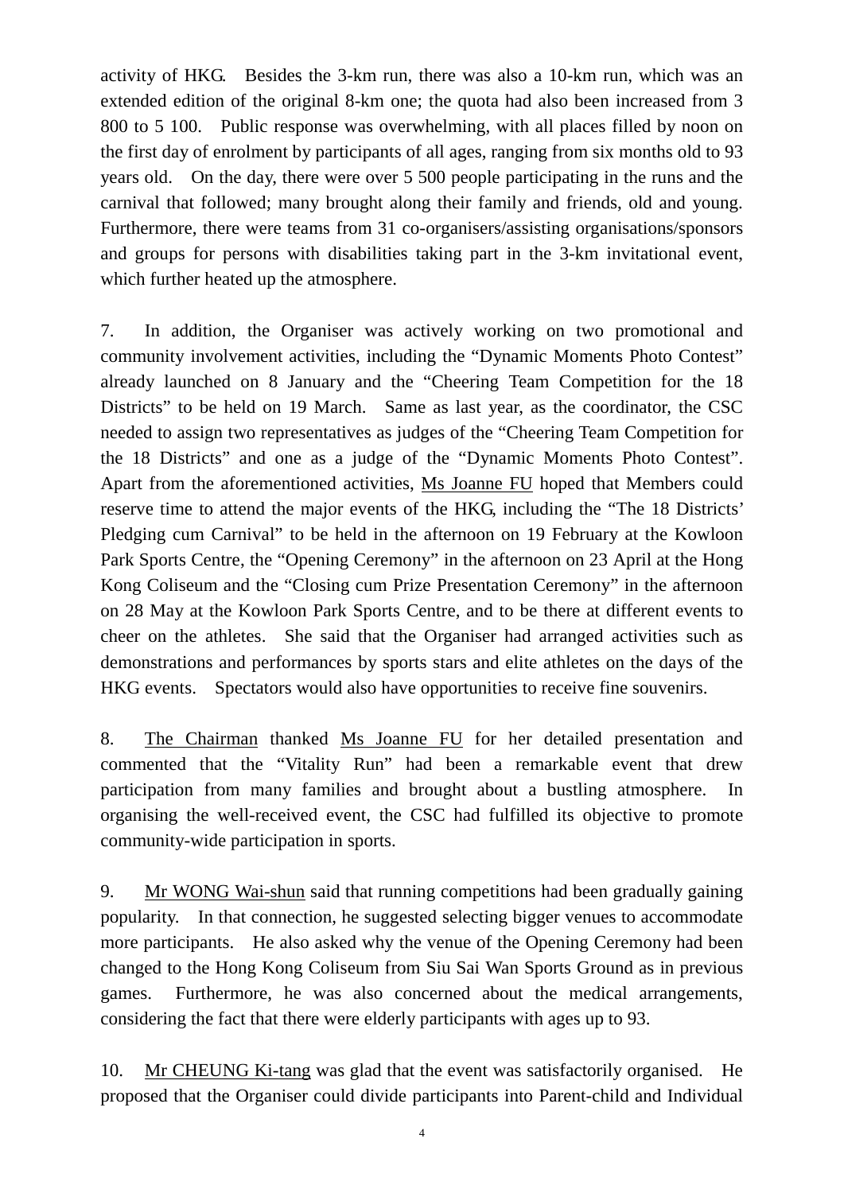activity of HKG. Besides the 3-km run, there was also a 10-km run, which was an extended edition of the original 8-km one; the quota had also been increased from 3 800 to 5 100. Public response was overwhelming, with all places filled by noon on the first day of enrolment by participants of all ages, ranging from six months old to 93 years old. On the day, there were over 5 500 people participating in the runs and the carnival that followed; many brought along their family and friends, old and young. Furthermore, there were teams from 31 co-organisers/assisting organisations/sponsors and groups for persons with disabilities taking part in the 3-km invitational event, which further heated up the atmosphere.

7. In addition, the Organiser was actively working on two promotional and community involvement activities, including the "Dynamic Moments Photo Contest" already launched on 8 January and the "Cheering Team Competition for the 18 Districts" to be held on 19 March. Same as last year, as the coordinator, the CSC needed to assign two representatives as judges of the "Cheering Team Competition for the 18 Districts" and one as a judge of the "Dynamic Moments Photo Contest". Apart from the aforementioned activities, Ms Joanne FU hoped that Members could reserve time to attend the major events of the HKG, including the "The 18 Districts' Pledging cum Carnival" to be held in the afternoon on 19 February at the Kowloon Park Sports Centre, the "Opening Ceremony" in the afternoon on 23 April at the Hong Kong Coliseum and the "Closing cum Prize Presentation Ceremony" in the afternoon on 28 May at the Kowloon Park Sports Centre, and to be there at different events to cheer on the athletes. She said that the Organiser had arranged activities such as demonstrations and performances by sports stars and elite athletes on the days of the HKG events. Spectators would also have opportunities to receive fine souvenirs.

8. The Chairman thanked Ms Joanne FU for her detailed presentation and commented that the "Vitality Run" had been a remarkable event that drew participation from many families and brought about a bustling atmosphere. In organising the well-received event, the CSC had fulfilled its objective to promote community-wide participation in sports.

9. Mr WONG Wai-shun said that running competitions had been gradually gaining popularity. In that connection, he suggested selecting bigger venues to accommodate more participants. He also asked why the venue of the Opening Ceremony had been changed to the Hong Kong Coliseum from Siu Sai Wan Sports Ground as in previous games. Furthermore, he was also concerned about the medical arrangements, considering the fact that there were elderly participants with ages up to 93.

10. Mr CHEUNG Ki-tang was glad that the event was satisfactorily organised. He proposed that the Organiser could divide participants into Parent-child and Individual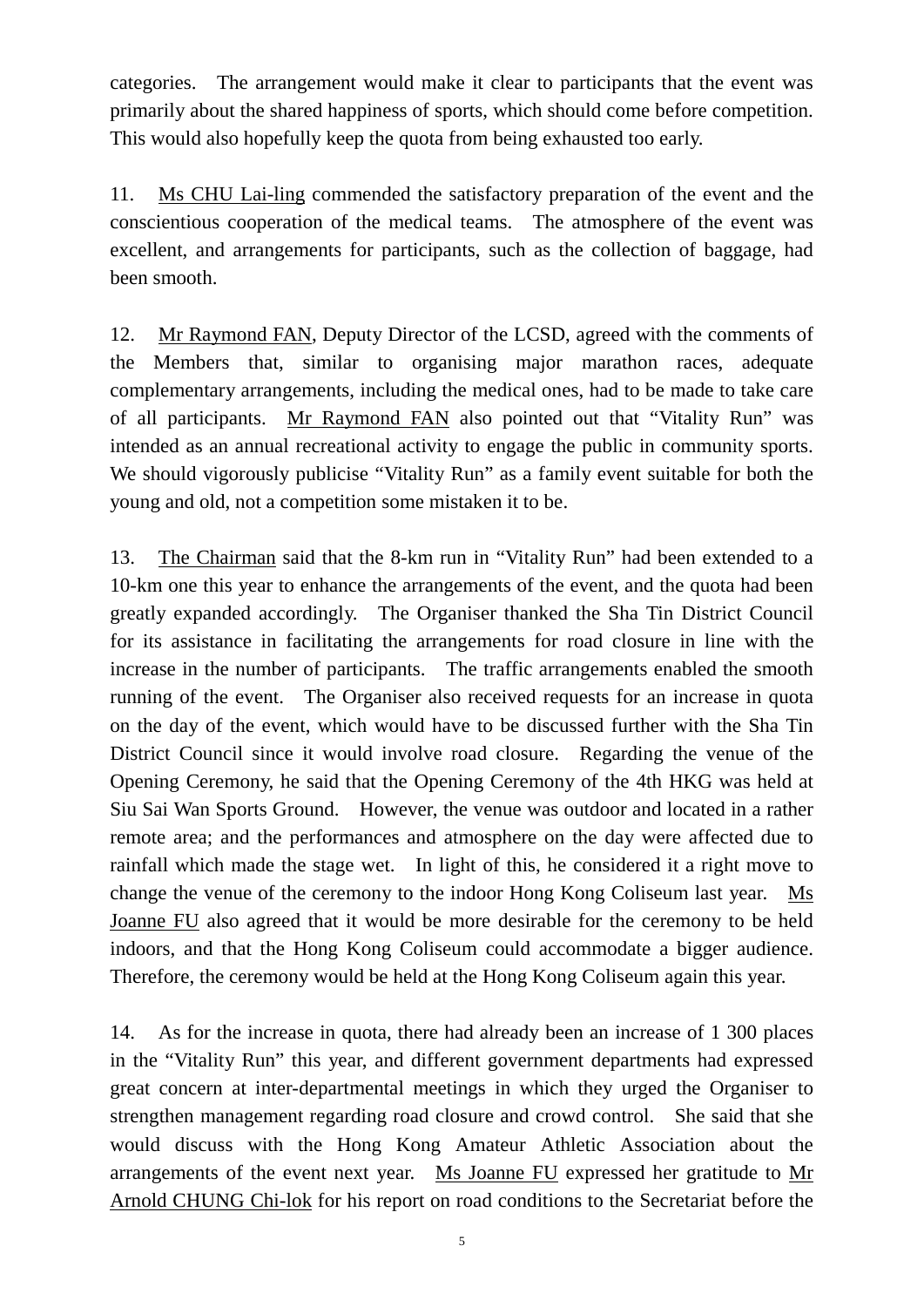categories. The arrangement would make it clear to participants that the event was primarily about the shared happiness of sports, which should come before competition. This would also hopefully keep the quota from being exhausted too early.

11. Ms CHU Lai-ling commended the satisfactory preparation of the event and the conscientious cooperation of the medical teams. The atmosphere of the event was excellent, and arrangements for participants, such as the collection of baggage, had been smooth.

12. Mr Raymond FAN, Deputy Director of the LCSD, agreed with the comments of the Members that, similar to organising major marathon races, adequate complementary arrangements, including the medical ones, had to be made to take care of all participants. Mr Raymond FAN also pointed out that "Vitality Run" was intended as an annual recreational activity to engage the public in community sports. We should vigorously publicise "Vitality Run" as a family event suitable for both the young and old, not a competition some mistaken it to be.

13. The Chairman said that the 8-km run in "Vitality Run" had been extended to a 10-km one this year to enhance the arrangements of the event, and the quota had been greatly expanded accordingly. The Organiser thanked the Sha Tin District Council for its assistance in facilitating the arrangements for road closure in line with the increase in the number of participants. The traffic arrangements enabled the smooth running of the event. The Organiser also received requests for an increase in quota on the day of the event, which would have to be discussed further with the Sha Tin District Council since it would involve road closure. Regarding the venue of the Opening Ceremony, he said that the Opening Ceremony of the 4th HKG was held at Siu Sai Wan Sports Ground. However, the venue was outdoor and located in a rather remote area; and the performances and atmosphere on the day were affected due to rainfall which made the stage wet. In light of this, he considered it a right move to change the venue of the ceremony to the indoor Hong Kong Coliseum last year. Ms Joanne FU also agreed that it would be more desirable for the ceremony to be held indoors, and that the Hong Kong Coliseum could accommodate a bigger audience. Therefore, the ceremony would be held at the Hong Kong Coliseum again this year.

14. As for the increase in quota, there had already been an increase of 1 300 places in the "Vitality Run" this year, and different government departments had expressed great concern at inter-departmental meetings in which they urged the Organiser to strengthen management regarding road closure and crowd control. She said that she would discuss with the Hong Kong Amateur Athletic Association about the arrangements of the event next year. Ms Joanne FU expressed her gratitude to Mr Arnold CHUNG Chi-lok for his report on road conditions to the Secretariat before the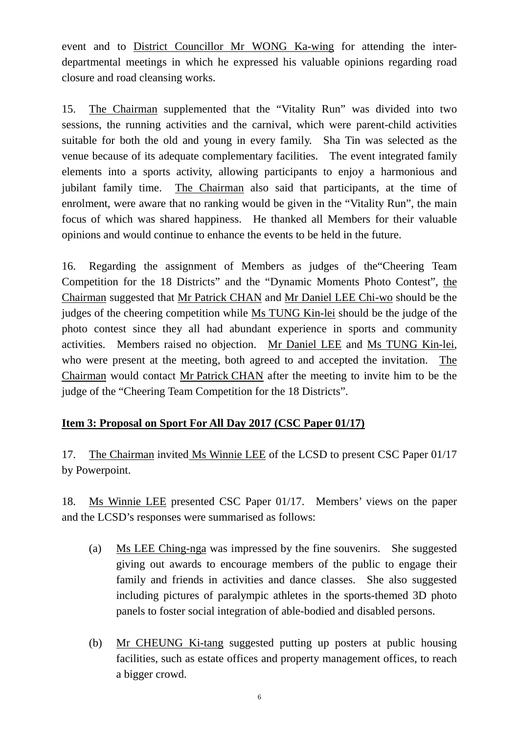event and to District Councillor Mr WONG Ka-wing for attending the inter-departmental meetings in which he expressed his valuable opinions regarding road closure and road cleansing works.

15. The Chairman supplemented that the "Vitality Run" was divided into two sessions, the running activities and the carnival, which were parent-child activities suitable for both the old and young in every family. Sha Tin was selected as the venue because of its adequate complementary facilities. The event integrated family elements into a sports activity, allowing participants to enjoy a harmonious and jubilant family time. The Chairman also said that participants, at the time of enrolment, were aware that no ranking would be given in the "Vitality Run", the main focus of which was shared happiness. He thanked all Members for their valuable opinions and would continue to enhance the events to be held in the future.

16. Regarding the assignment of Members as judges of the"Cheering Team Competition for the 18 Districts" and the "Dynamic Moments Photo Contest", the Chairman suggested that Mr Patrick CHAN and Mr Daniel LEE Chi-wo should be the judges of the cheering competition while Ms TUNG Kin-lei should be the judge of the photo contest since they all had abundant experience in sports and community activities. Members raised no objection. Mr Daniel LEE and Ms TUNG Kin-lei, who were present at the meeting, both agreed to and accepted the invitation. The Chairman would contact Mr Patrick CHAN after the meeting to invite him to be the judge of the "Cheering Team Competition for the 18 Districts".

**Item 3: Proposal on Sport For All Day 2017 (CSC Paper 01/17)**

17. The Chairman invited Ms Winnie LEE of the LCSD to present CSC Paper 01/17 by Powerpoint.

18. Ms Winnie LEE presented CSC Paper 01/17. Members' views on the paper and the LCSD's responses were summarised as follows:

(a) Ms LEE Ching-nga was impressed by the fine souvenirs. She suggested giving out awards to encourage members of the public to engage their family and friends in activities and dance classes. She also suggested including pictures of paralympic athletes in the sports-themed 3D photo panels to foster social integration of able-bodied and disabled persons.

(b) Mr CHEUNG Ki-tang suggested putting up posters at public housing facilities, such as estate offices and property management offices, to reach a bigger crowd.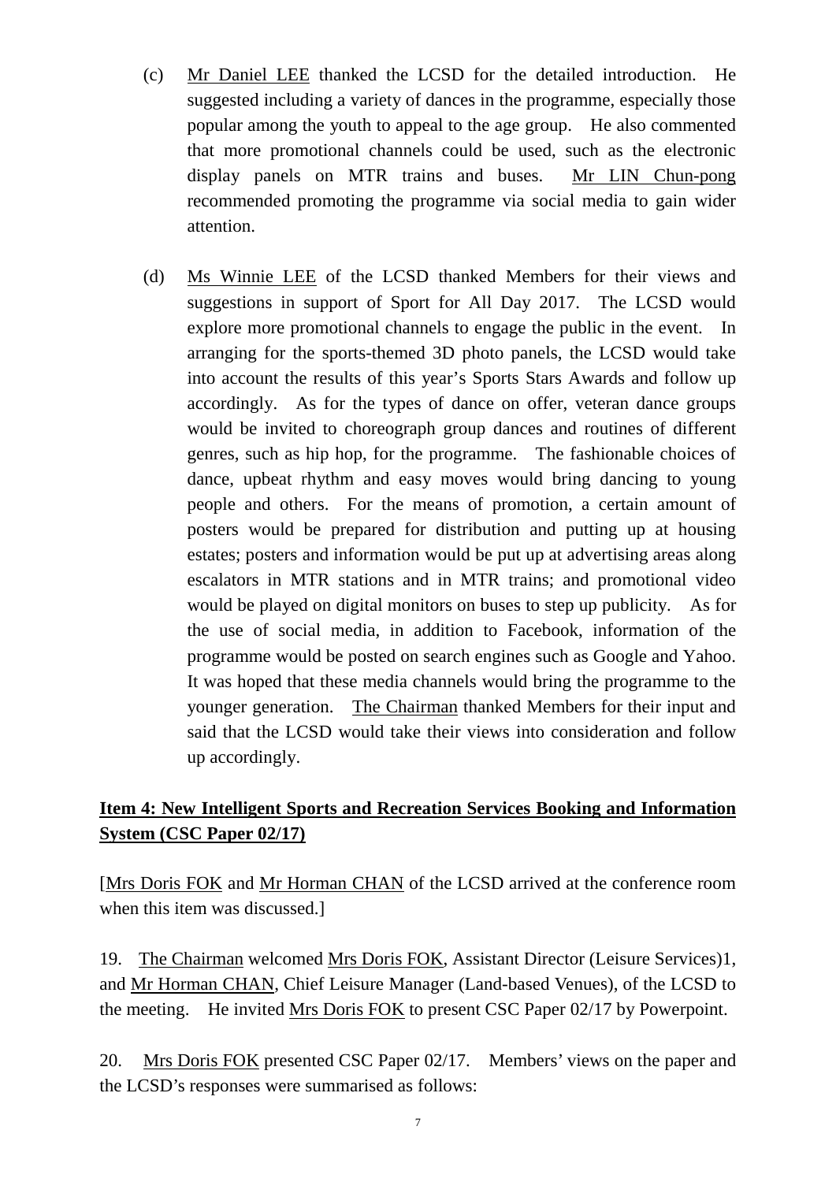(c) Mr Daniel LEE thanked the LCSD for the detailed introduction. He suggested including a variety of dances in the programme, especially those popular among the youth to appeal to the age group. He also commented that more promotional channels could be used, such as the electronic display panels on MTR trains and buses. Mr LIN Chun-pong recommended promoting the programme via social media to gain wider attention.

(d) Ms Winnie LEE of the LCSD thanked Members for their views and suggestions in support of Sport for All Day 2017. The LCSD would explore more promotional channels to engage the public in the event. In arranging for the sports-themed 3D photo panels, the LCSD would take into account the results of this year's Sports Stars Awards and follow up accordingly. As for the types of dance on offer, veteran dance groups would be invited to choreograph group dances and routines of different genres, such as hip hop, for the programme. The fashionable choices of dance, upbeat rhythm and easy moves would bring dancing to young people and others. For the means of promotion, a certain amount of posters would be prepared for distribution and putting up at housing estates; posters and information would be put up at advertising areas along escalators in MTR stations and in MTR trains; and promotional video would be played on digital monitors on buses to step up publicity. As for the use of social media, in addition to Facebook, information of the programme would be posted on search engines such as Google and Yahoo. It was hoped that these media channels would bring the programme to the younger generation. The Chairman thanked Members for their input and said that the LCSD would take their views into consideration and follow up accordingly.

## Item 4: New Intelligent Sports and Recreation Services Booking and Information System (CSC Paper 02/17)

[Mrs Doris FOK and Mr Horman CHAN of the LCSD arrived at the conference room when this item was discussed.]

19. The Chairman welcomed Mrs Doris FOK, Assistant Director (Leisure Services)1, and Mr Horman CHAN, Chief Leisure Manager (Land-based Venues), of the LCSD to the meeting. He invited Mrs Doris FOK to present CSC Paper 02/17 by Powerpoint.

20. Mrs Doris FOK presented CSC Paper 02/17. Members' views on the paper and the LCSD's responses were summarised as follows: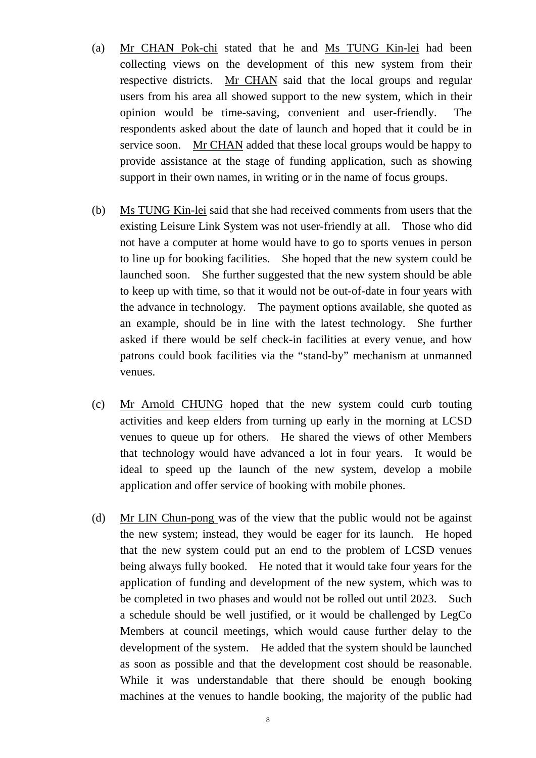(a) Mr CHAN Pok-chi stated that he and Ms TUNG Kin-lei had been collecting views on the development of this new system from their respective districts. Mr CHAN said that the local groups and regular users from his area all showed support to the new system, which in their opinion would be time-saving, convenient and user-friendly. The respondents asked about the date of launch and hoped that it could be in service soon. Mr CHAN added that these local groups would be happy to provide assistance at the stage of funding application, such as showing support in their own names, in writing or in the name of focus groups.

(b) Ms TUNG Kin-lei said that she had received comments from users that the existing Leisure Link System was not user-friendly at all. Those who did not have a computer at home would have to go to sports venues in person to line up for booking facilities. She hoped that the new system could be launched soon. She further suggested that the new system should be able to keep up with time, so that it would not be out-of-date in four years with the advance in technology. The payment options available, she quoted as an example, should be in line with the latest technology. She further asked if there would be self check-in facilities at every venue, and how patrons could book facilities via the "stand-by" mechanism at unmanned venues.

(c) Mr Arnold CHUNG hoped that the new system could curb touting activities and keep elders from turning up early in the morning at LCSD venues to queue up for others. He shared the views of other Members that technology would have advanced a lot in four years. It would be ideal to speed up the launch of the new system, develop a mobile application and offer service of booking with mobile phones.

(d) Mr LIN Chun-pong was of the view that the public would not be against the new system; instead, they would be eager for its launch. He hoped that the new system could put an end to the problem of LCSD venues being always fully booked. He noted that it would take four years for the application of funding and development of the new system, which was to be completed in two phases and would not be rolled out until 2023. Such a schedule should be well justified, or it would be challenged by LegCo Members at council meetings, which would cause further delay to the development of the system. He added that the system should be launched as soon as possible and that the development cost should be reasonable. While it was understandable that there should be enough booking machines at the venues to handle booking, the majority of the public had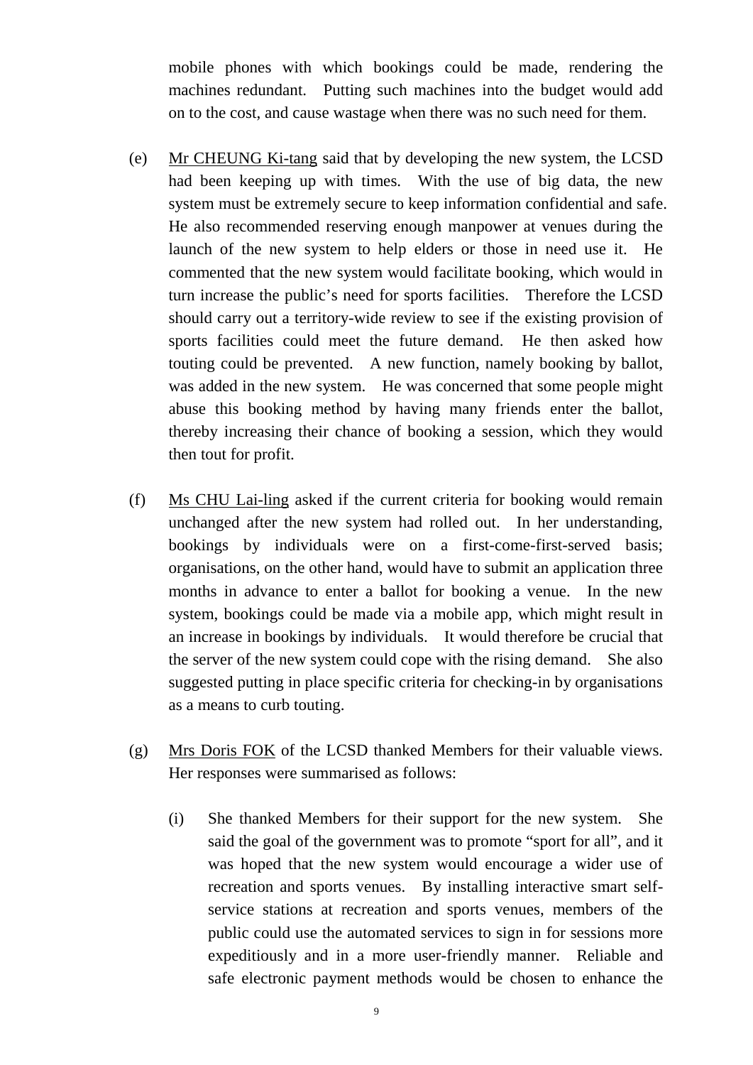mobile phones with which bookings could be made, rendering the machines redundant. Putting such machines into the budget would add on to the cost, and cause wastage when there was no such need for them.

(e) Mr CHEUNG Ki-tang said that by developing the new system, the LCSD had been keeping up with times. With the use of big data, the new system must be extremely secure to keep information confidential and safe. He also recommended reserving enough manpower at venues during the launch of the new system to help elders or those in need use it. He commented that the new system would facilitate booking, which would in turn increase the public's need for sports facilities. Therefore the LCSD should carry out a territory-wide review to see if the existing provision of sports facilities could meet the future demand. He then asked how touting could be prevented. A new function, namely booking by ballot, was added in the new system. He was concerned that some people might abuse this booking method by having many friends enter the ballot, thereby increasing their chance of booking a session, which they would then tout for profit.

(f) Ms CHU Lai-ling asked if the current criteria for booking would remain unchanged after the new system had rolled out. In her understanding, bookings by individuals were on a first-come-first-served basis; organisations, on the other hand, would have to submit an application three months in advance to enter a ballot for booking a venue. In the new system, bookings could be made via a mobile app, which might result in an increase in bookings by individuals. It would therefore be crucial that the server of the new system could cope with the rising demand. She also suggested putting in place specific criteria for checking-in by organisations as a means to curb touting.

(g) Mrs Doris FOK of the LCSD thanked Members for their valuable views. Her responses were summarised as follows:

   (i) She thanked Members for their support for the new system. She said the goal of the government was to promote "sport for all", and it was hoped that the new system would encourage a wider use of recreation and sports venues. By installing interactive smart self-service stations at recreation and sports venues, members of the public could use the automated services to sign in for sessions more expeditiously and in a more user-friendly manner. Reliable and safe electronic payment methods would be chosen to enhance the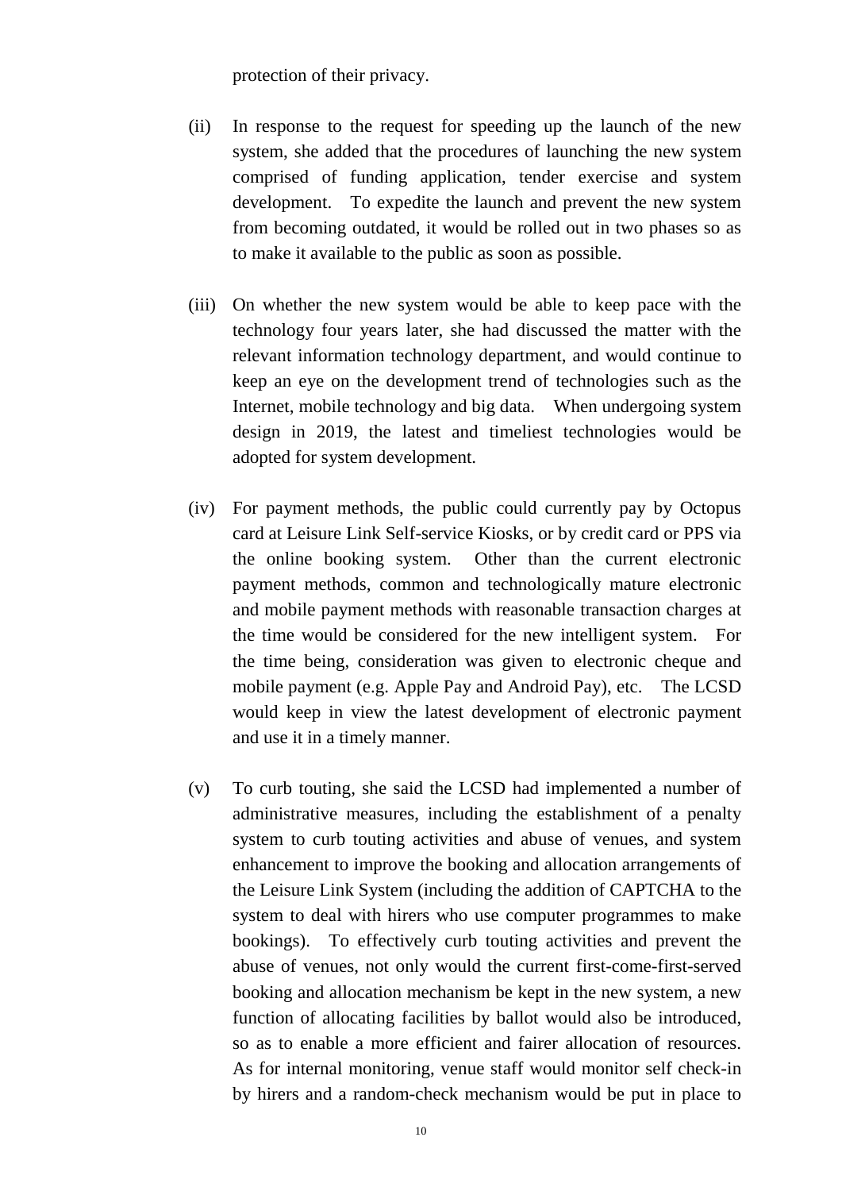protection of their privacy.

(ii) In response to the request for speeding up the launch of the new system, she added that the procedures of launching the new system comprised of funding application, tender exercise and system development. To expedite the launch and prevent the new system from becoming outdated, it would be rolled out in two phases so as to make it available to the public as soon as possible.

(iii) On whether the new system would be able to keep pace with the technology four years later, she had discussed the matter with the relevant information technology department, and would continue to keep an eye on the development trend of technologies such as the Internet, mobile technology and big data. When undergoing system design in 2019, the latest and timeliest technologies would be adopted for system development.

(iv) For payment methods, the public could currently pay by Octopus card at Leisure Link Self-service Kiosks, or by credit card or PPS via the online booking system. Other than the current electronic payment methods, common and technologically mature electronic and mobile payment methods with reasonable transaction charges at the time would be considered for the new intelligent system. For the time being, consideration was given to electronic cheque and mobile payment (e.g. Apple Pay and Android Pay), etc. The LCSD would keep in view the latest development of electronic payment and use it in a timely manner.

(v) To curb touting, she said the LCSD had implemented a number of administrative measures, including the establishment of a penalty system to curb touting activities and abuse of venues, and system enhancement to improve the booking and allocation arrangements of the Leisure Link System (including the addition of CAPTCHA to the system to deal with hirers who use computer programmes to make bookings). To effectively curb touting activities and prevent the abuse of venues, not only would the current first-come-first-served booking and allocation mechanism be kept in the new system, a new function of allocating facilities by ballot would also be introduced, so as to enable a more efficient and fairer allocation of resources. As for internal monitoring, venue staff would monitor self check-in by hirers and a random-check mechanism would be put in place to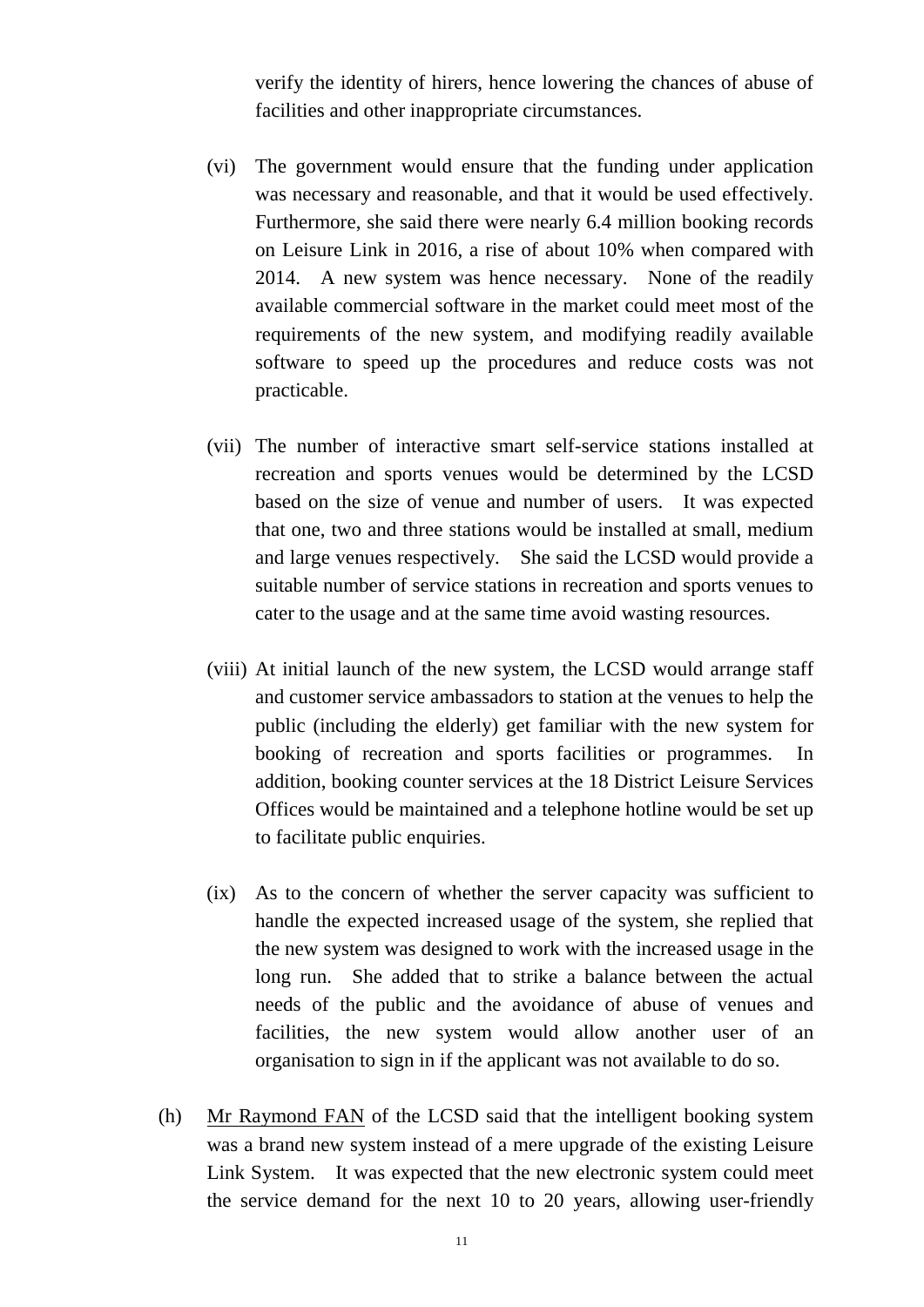verify the identity of hirers, hence lowering the chances of abuse of facilities and other inappropriate circumstances.

(vi) The government would ensure that the funding under application was necessary and reasonable, and that it would be used effectively. Furthermore, she said there were nearly 6.4 million booking records on Leisure Link in 2016, a rise of about 10% when compared with 2014. A new system was hence necessary. None of the readily available commercial software in the market could meet most of the requirements of the new system, and modifying readily available software to speed up the procedures and reduce costs was not practicable.

(vii) The number of interactive smart self-service stations installed at recreation and sports venues would be determined by the LCSD based on the size of venue and number of users. It was expected that one, two and three stations would be installed at small, medium and large venues respectively. She said the LCSD would provide a suitable number of service stations in recreation and sports venues to cater to the usage and at the same time avoid wasting resources.

(viii) At initial launch of the new system, the LCSD would arrange staff and customer service ambassadors to station at the venues to help the public (including the elderly) get familiar with the new system for booking of recreation and sports facilities or programmes. In addition, booking counter services at the 18 District Leisure Services Offices would be maintained and a telephone hotline would be set up to facilitate public enquiries.

(ix) As to the concern of whether the server capacity was sufficient to handle the expected increased usage of the system, she replied that the new system was designed to work with the increased usage in the long run. She added that to strike a balance between the actual needs of the public and the avoidance of abuse of venues and facilities, the new system would allow another user of an organisation to sign in if the applicant was not available to do so.

(h) Mr Raymond FAN of the LCSD said that the intelligent booking system was a brand new system instead of a mere upgrade of the existing Leisure Link System. It was expected that the new electronic system could meet the service demand for the next 10 to 20 years, allowing user-friendly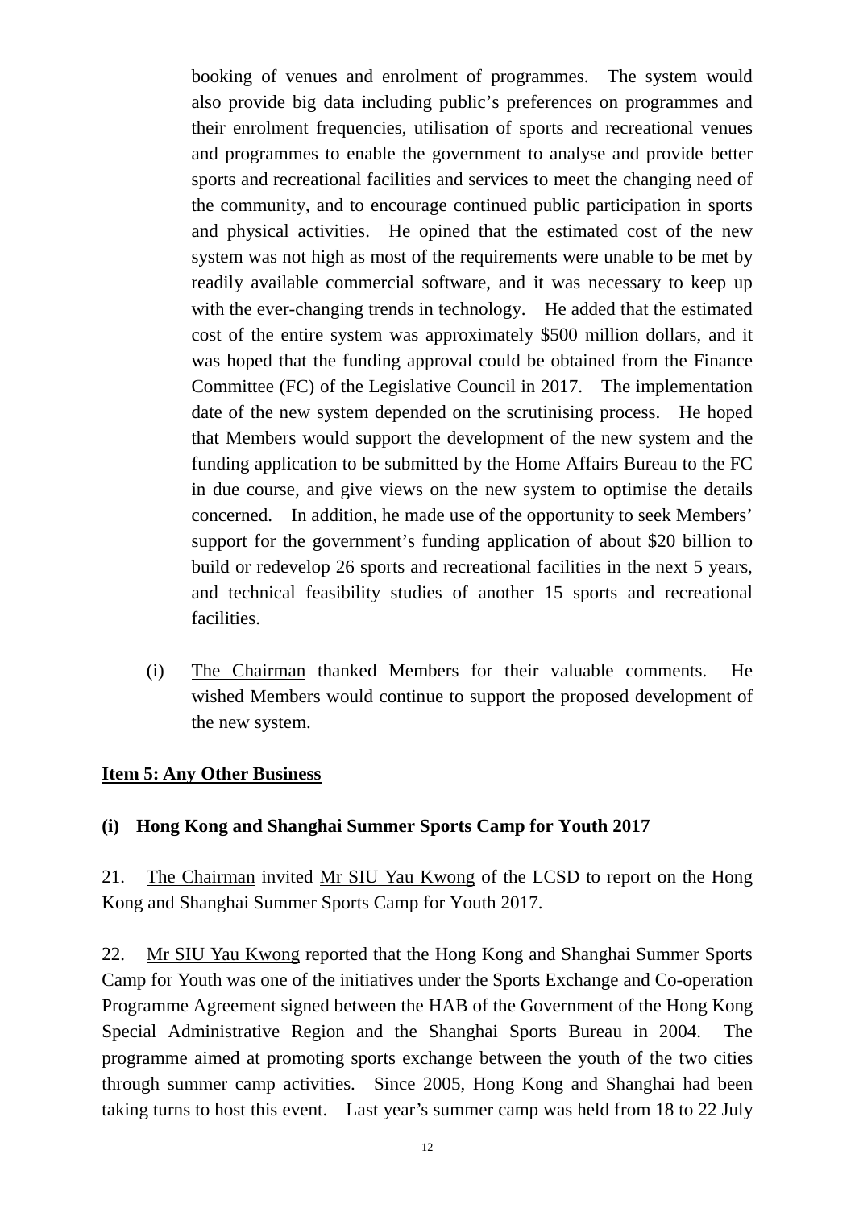booking of venues and enrolment of programmes. The system would also provide big data including public's preferences on programmes and their enrolment frequencies, utilisation of sports and recreational venues and programmes to enable the government to analyse and provide better sports and recreational facilities and services to meet the changing need of the community, and to encourage continued public participation in sports and physical activities. He opined that the estimated cost of the new system was not high as most of the requirements were unable to be met by readily available commercial software, and it was necessary to keep up with the ever-changing trends in technology. He added that the estimated cost of the entire system was approximately $500 million dollars, and it was hoped that the funding approval could be obtained from the Finance Committee (FC) of the Legislative Council in 2017. The implementation date of the new system depended on the scrutinising process. He hoped that Members would support the development of the new system and the funding application to be submitted by the Home Affairs Bureau to the FC in due course, and give views on the new system to optimise the details concerned. In addition, he made use of the opportunity to seek Members' support for the government's funding application of about $20 billion to build or redevelop 26 sports and recreational facilities in the next 5 years, and technical feasibility studies of another 15 sports and recreational facilities.

(i) The Chairman thanked Members for their valuable comments. He wished Members would continue to support the proposed development of the new system.

**Item 5: Any Other Business**

**(i) Hong Kong and Shanghai Summer Sports Camp for Youth 2017**

21. The Chairman invited Mr SIU Yau Kwong of the LCSD to report on the Hong Kong and Shanghai Summer Sports Camp for Youth 2017.

22. Mr SIU Yau Kwong reported that the Hong Kong and Shanghai Summer Sports Camp for Youth was one of the initiatives under the Sports Exchange and Co-operation Programme Agreement signed between the HAB of the Government of the Hong Kong Special Administrative Region and the Shanghai Sports Bureau in 2004. The programme aimed at promoting sports exchange between the youth of the two cities through summer camp activities. Since 2005, Hong Kong and Shanghai had been taking turns to host this event. Last year's summer camp was held from 18 to 22 July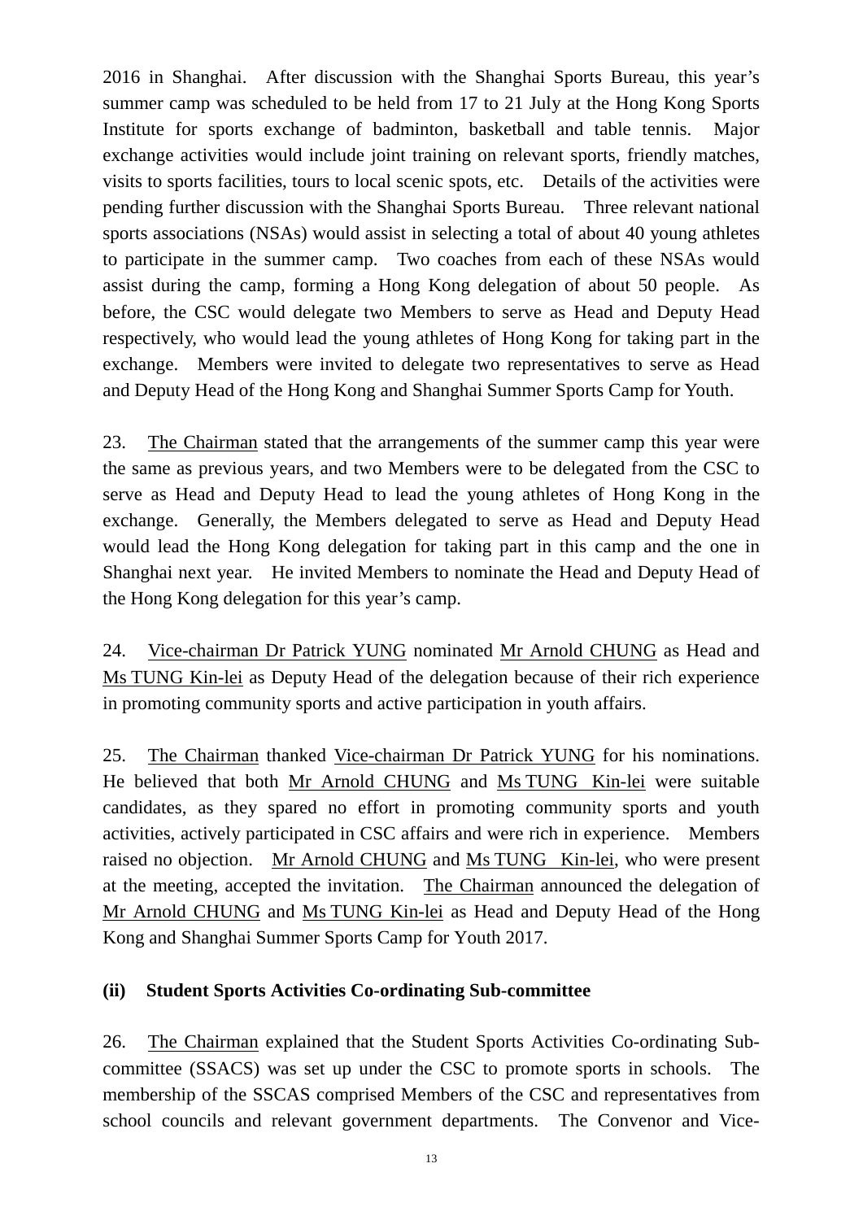2016 in Shanghai. After discussion with the Shanghai Sports Bureau, this year's summer camp was scheduled to be held from 17 to 21 July at the Hong Kong Sports Institute for sports exchange of badminton, basketball and table tennis. Major exchange activities would include joint training on relevant sports, friendly matches, visits to sports facilities, tours to local scenic spots, etc. Details of the activities were pending further discussion with the Shanghai Sports Bureau. Three relevant national sports associations (NSAs) would assist in selecting a total of about 40 young athletes to participate in the summer camp. Two coaches from each of these NSAs would assist during the camp, forming a Hong Kong delegation of about 50 people. As before, the CSC would delegate two Members to serve as Head and Deputy Head respectively, who would lead the young athletes of Hong Kong for taking part in the exchange. Members were invited to delegate two representatives to serve as Head and Deputy Head of the Hong Kong and Shanghai Summer Sports Camp for Youth.

23. The Chairman stated that the arrangements of the summer camp this year were the same as previous years, and two Members were to be delegated from the CSC to serve as Head and Deputy Head to lead the young athletes of Hong Kong in the exchange. Generally, the Members delegated to serve as Head and Deputy Head would lead the Hong Kong delegation for taking part in this camp and the one in Shanghai next year. He invited Members to nominate the Head and Deputy Head of the Hong Kong delegation for this year's camp.

24. Vice-chairman Dr Patrick YUNG nominated Mr Arnold CHUNG as Head and Ms TUNG Kin-lei as Deputy Head of the delegation because of their rich experience in promoting community sports and active participation in youth affairs.

25. The Chairman thanked Vice-chairman Dr Patrick YUNG for his nominations. He believed that both Mr Arnold CHUNG and Ms TUNG Kin-lei were suitable candidates, as they spared no effort in promoting community sports and youth activities, actively participated in CSC affairs and were rich in experience. Members raised no objection. Mr Arnold CHUNG and Ms TUNG Kin-lei, who were present at the meeting, accepted the invitation. The Chairman announced the delegation of Mr Arnold CHUNG and Ms TUNG Kin-lei as Head and Deputy Head of the Hong Kong and Shanghai Summer Sports Camp for Youth 2017.

**(ii) Student Sports Activities Co-ordinating Sub-committee**

26. The Chairman explained that the Student Sports Activities Co-ordinating Sub-committee (SSACS) was set up under the CSC to promote sports in schools. The membership of the SSCAS comprised Members of the CSC and representatives from school councils and relevant government departments. The Convenor and Vice-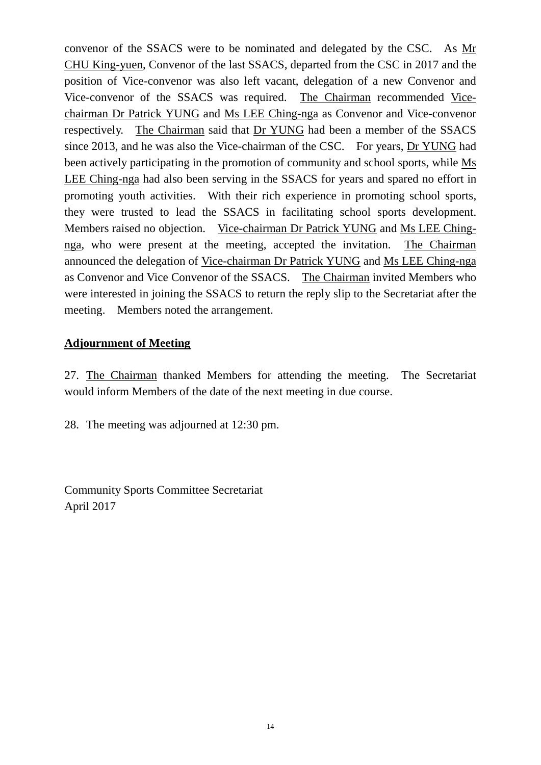convenor of the SSACS were to be nominated and delegated by the CSC. As Mr CHU King-yuen, Convenor of the last SSACS, departed from the CSC in 2017 and the position of Vice-convenor was also left vacant, delegation of a new Convenor and Vice-convenor of the SSACS was required. The Chairman recommended Vice-chairman Dr Patrick YUNG and Ms LEE Ching-nga as Convenor and Vice-convenor respectively. The Chairman said that Dr YUNG had been a member of the SSACS since 2013, and he was also the Vice-chairman of the CSC. For years, Dr YUNG had been actively participating in the promotion of community and school sports, while Ms LEE Ching-nga had also been serving in the SSACS for years and spared no effort in promoting youth activities. With their rich experience in promoting school sports, they were trusted to lead the SSACS in facilitating school sports development. Members raised no objection. Vice-chairman Dr Patrick YUNG and Ms LEE Ching-nga, who were present at the meeting, accepted the invitation. The Chairman announced the delegation of Vice-chairman Dr Patrick YUNG and Ms LEE Ching-nga as Convenor and Vice Convenor of the SSACS. The Chairman invited Members who were interested in joining the SSACS to return the reply slip to the Secretariat after the meeting. Members noted the arrangement.

**Adjournment of Meeting**

27. The Chairman thanked Members for attending the meeting. The Secretariat would inform Members of the date of the next meeting in due course.

28. The meeting was adjourned at 12:30 pm.

Community Sports Committee Secretariat
April 2017